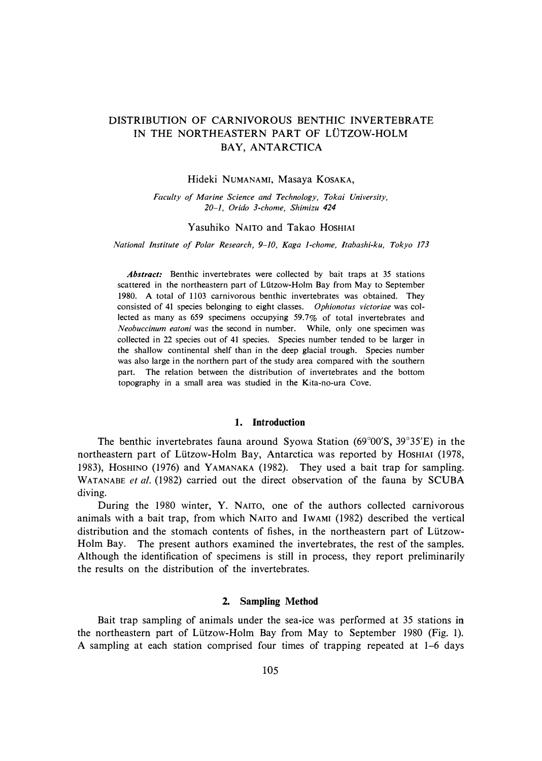# DISTRIBUTION OF CARNIVOROUS BENTHIC INVERTEBRATE IN THE NORTHEASTERN PART OF LÜTZOW-HOLM BAY, ANTARCTICA

Hideki NUMANAMI, Masaya KOSAKA,

*Faculty of Marine Science and Technology, Tokai University, 20-1, Orido 3-chome, Shimizu 424*

Yasuhiko NAITO and Takao HOSHIAI

*National Institute of Polar Research, 9-10, Kaga 1-chome, Itabashi-ku, Tokyo 173*

***Abstract:*** Benthic invertebrates were collected by bait traps at 35 stations scattered in the northeastern part of Lützow-Holm Bay from May to September 1980. A total of 1103 carnivorous benthic invertebrates was obtained. They consisted of 41 species belonging to eight classes. *Ophionotus victoriae* was collected as many as 659 specimens occupying 59.7% of total invertebrates and *Neobuccinum eatoni* was the second in number. While, only one specimen was collected in 22 species out of 41 species. Species number tended to be larger in the shallow continental shelf than in the deep glacial trough. Species number was also large in the northern part of the study area compared with the southern part. The relation between the distribution of invertebrates and the bottom topography in a small area was studied in the Kita-no-ura Cove.

## 1. Introduction

The benthic invertebrates fauna around Syowa Station (69°00′S, 39°35′E) in the northeastern part of Lützow-Holm Bay, Antarctica was reported by HOSHIAI (1978, 1983), HOSHINO (1976) and YAMANAKA (1982). They used a bait trap for sampling. WATANABE *et al.* (1982) carried out the direct observation of the fauna by SCUBA diving.

During the 1980 winter, Y. NAITO, one of the authors collected carnivorous animals with a bait trap, from which NAITO and IWAMI (1982) described the vertical distribution and the stomach contents of fishes, in the northeastern part of Lützow-Holm Bay. The present authors examined the invertebrates, the rest of the samples. Although the identification of specimens is still in process, they report preliminarily the results on the distribution of the invertebrates.

## 2. Sampling Method

Bait trap sampling of animals under the sea-ice was performed at 35 stations in the northeastern part of Lützow-Holm Bay from May to September 1980 (Fig. 1). A sampling at each station comprised four times of trapping repeated at 1–6 days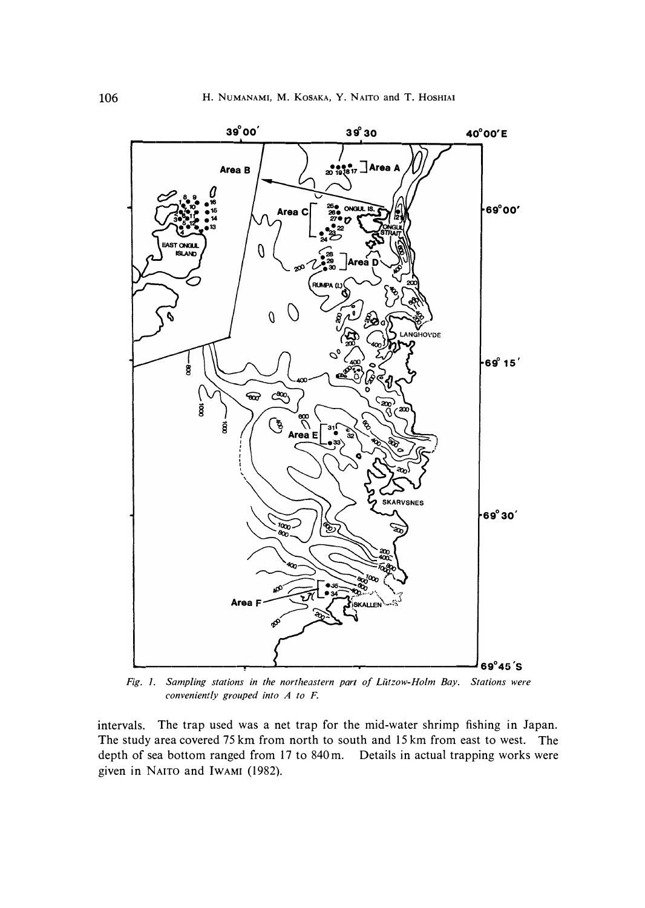*Fig. 1. Sampling stations in the northeastern part of Lützow-Holm Bay. Stations were conveniently grouped into A to F.*

intervals. The trap used was a net trap for the mid-water shrimp fishing in Japan. The study area covered 75 km from north to south and 15 km from east to west. The depth of sea bottom ranged from 17 to 840 m. Details in actual trapping works were given in NAITO and IWAMI (1982).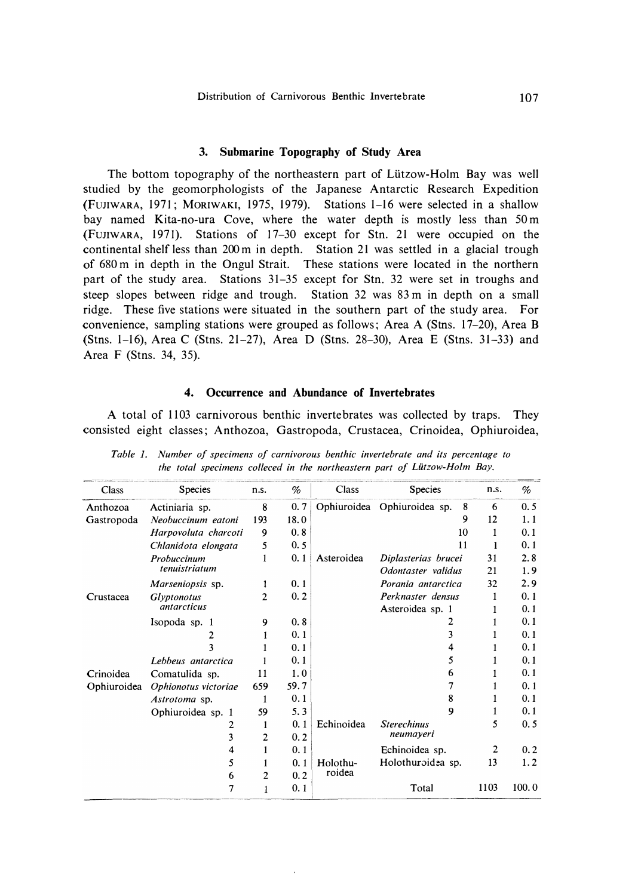## 3. Submarine Topography of Study Area

The bottom topography of the northeastern part of Lützow-Holm Bay was well studied by the geomorphologists of the Japanese Antarctic Research Expedition (FUJIWARA, 1971; MORIWAKI, 1975, 1979). Stations 1–16 were selected in a shallow bay named Kita-no-ura Cove, where the water depth is mostly less than 50 m (FUJIWARA, 1971). Stations of 17–30 except for Stn. 21 were occupied on the continental shelf less than 200 m in depth. Station 21 was settled in a glacial trough of 680 m in depth in the Ongul Strait. These stations were located in the northern part of the study area. Stations 31–35 except for Stn. 32 were set in troughs and steep slopes between ridge and trough. Station 32 was 83 m in depth on a small ridge. These five stations were situated in the southern part of the study area. For convenience, sampling stations were grouped as follows; Area A (Stns. 17–20), Area B (Stns. 1–16), Area C (Stns. 21–27), Area D (Stns. 28–30), Area E (Stns. 31–33) and Area F (Stns. 34, 35).

## 4. Occurrence and Abundance of Invertebrates

A total of 1103 carnivorous benthic invertebrates was collected by traps. They consisted eight classes; Anthozoa, Gastropoda, Crustacea, Crinoidea, Ophiuroidea,

*Table 1. Number of specimens of carnivorous benthic invertebrate and its percentage to the total specimens colleced in the northeastern part of Lützow-Holm Bay.*

| Class | Species | n.s. | % | Class | Species | n.s. | % |
|---|---|---|---|---|---|---|---|
| Anthozoa | Actiniaria sp. | 8 | 0.7 | Ophiuroidea | Ophiuroidea sp. 8 | 6 | 0.5 |
| Gastropoda | *Neobuccinum eatoni* | 193 | 18.0 | | 9 | 12 | 1.1 |
| | *Harpovoluta charcoti* | 9 | 0.8 | | 10 | 1 | 0.1 |
| | *Chlanidota elongata* | 5 | 0.5 | | 11 | 1 | 0.1 |
| | *Probuccinum tenuistriatum* | 1 | 0.1 | Asteroidea | *Diplasterias brucei* | 31 | 2.8 |
| | | | | | *Odontaster validus* | 21 | 1.9 |
| | *Marseniopsis* sp. | 1 | 0.1 | | *Porania antarctica* | 32 | 2.9 |
| Crustacea | *Glyptonotus antarcticus* | 2 | 0.2 | | *Perknaster densus* | 1 | 0.1 |
| | | | | | Asteroidea sp. 1 | 1 | 0.1 |
| | Isopoda sp. 1 | 9 | 0.8 | | 2 | 1 | 0.1 |
| | 2 | 1 | 0.1 | | 3 | 1 | 0.1 |
| | 3 | 1 | 0.1 | | 4 | 1 | 0.1 |
| | *Lebbeus antarctica* | 1 | 0.1 | | 5 | 1 | 0.1 |
| Crinoidea | Comatulida sp. | 11 | 1.0 | | 6 | 1 | 0.1 |
| Ophiuroidea | *Ophionotus victoriae* | 659 | 59.7 | | 7 | 1 | 0.1 |
| | *Astrotoma* sp. | 1 | 0.1 | | 8 | 1 | 0.1 |
| | Ophiuroidea sp. 1 | 59 | 5.3 | | 9 | 1 | 0.1 |
| | 2 | 1 | 0.1 | Echinoidea | *Sterechinus neumayeri* | 5 | 0.5 |
| | 3 | 2 | 0.2 | | | | |
| | 4 | 1 | 0.1 | | Echinoidea sp. | 2 | 0.2 |
| | 5 | 1 | 0.1 | Holothuroidea | Holothuroidea sp. | 13 | 1.2 |
| | 6 | 2 | 0.2 | | | | |
| | 7 | 1 | 0.1 | | Total | 1103 | 100.0 |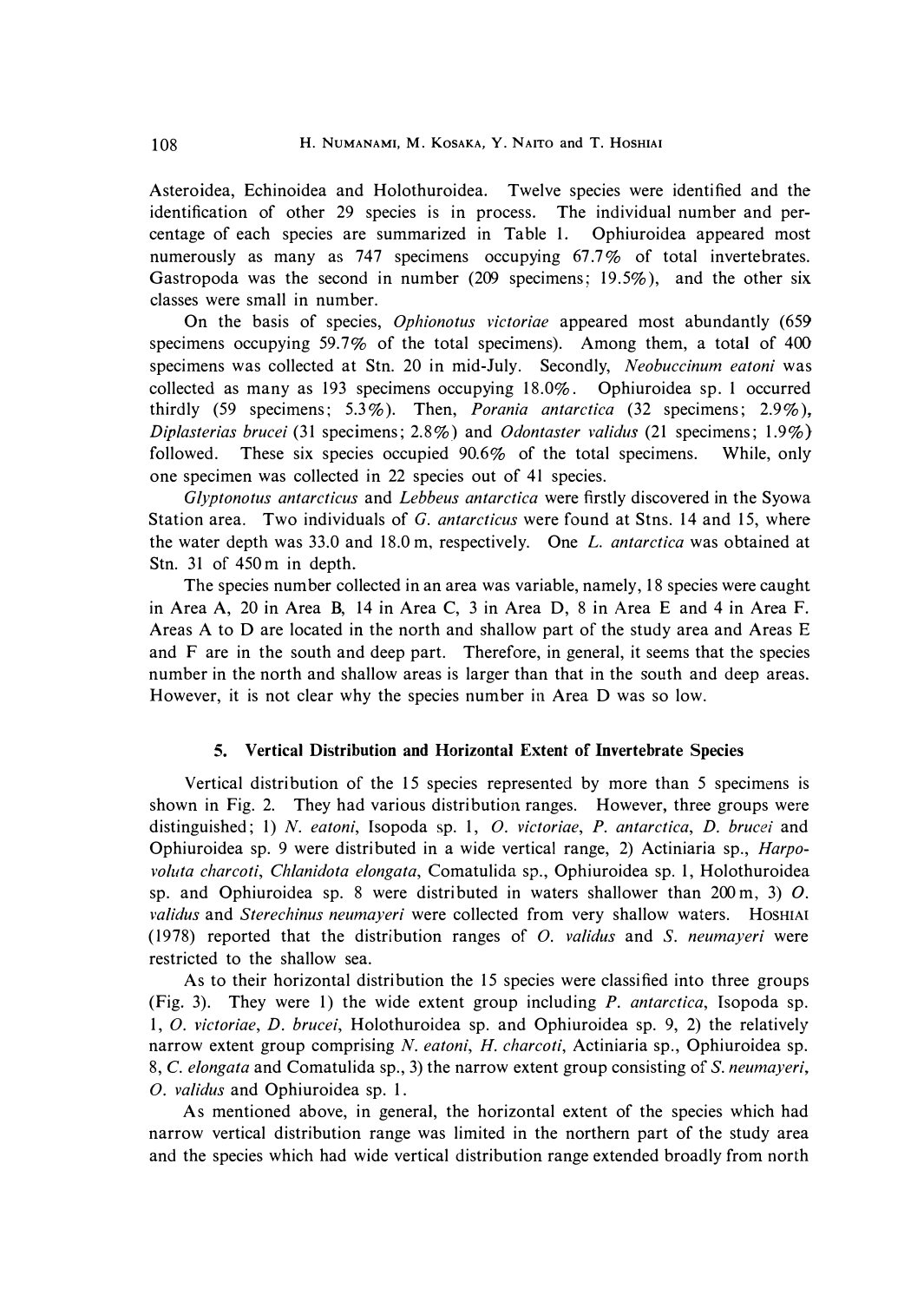Asteroidea, Echinoidea and Holothuroidea. Twelve species were identified and the identification of other 29 species is in process. The individual number and percentage of each species are summarized in Table 1. Ophiuroidea appeared most numerously as many as 747 specimens occupying 67.7% of total invertebrates. Gastropoda was the second in number (209 specimens; 19.5%), and the other six classes were small in number.

On the basis of species, *Ophionotus victoriae* appeared most abundantly (659 specimens occupying 59.7% of the total specimens). Among them, a total of 400 specimens was collected at Stn. 20 in mid-July. Secondly, *Neobuccinum eatoni* was collected as many as 193 specimens occupying 18.0%. Ophiuroidea sp. 1 occurred thirdly (59 specimens; 5.3%). Then, *Porania antarctica* (32 specimens; 2.9%), *Diplasterias brucei* (31 specimens; 2.8%) and *Odontaster validus* (21 specimens; 1.9%) followed. These six species occupied 90.6% of the total specimens. While, only one specimen was collected in 22 species out of 41 species.

*Glyptonotus antarcticus* and *Lebbeus antarctica* were firstly discovered in the Syowa Station area. Two individuals of *G. antarcticus* were found at Stns. 14 and 15, where the water depth was 33.0 and 18.0 m, respectively. One *L. antarctica* was obtained at Stn. 31 of 450 m in depth.

The species number collected in an area was variable, namely, 18 species were caught in Area A, 20 in Area B, 14 in Area C, 3 in Area D, 8 in Area E and 4 in Area F. Areas A to D are located in the north and shallow part of the study area and Areas E and F are in the south and deep part. Therefore, in general, it seems that the species number in the north and shallow areas is larger than that in the south and deep areas. However, it is not clear why the species number in Area D was so low.

## 5. Vertical Distribution and Horizontal Extent of Invertebrate Species

Vertical distribution of the 15 species represented by more than 5 specimens is shown in Fig. 2. They had various distribution ranges. However, three groups were distinguished; 1) *N. eatoni*, Isopoda sp. 1, *O. victoriae*, *P. antarctica*, *D. brucei* and Ophiuroidea sp. 9 were distributed in a wide vertical range, 2) Actiniaria sp., *Harpovoluta charcoti*, *Chlanidota elongata*, Comatulida sp., Ophiuroidea sp. 1, Holothuroidea sp. and Ophiuroidea sp. 8 were distributed in waters shallower than 200 m, 3) *O. validus* and *Sterechinus neumayeri* were collected from very shallow waters. HOSHIAI (1978) reported that the distribution ranges of *O. validus* and *S. neumayeri* were restricted to the shallow sea.

As to their horizontal distribution the 15 species were classified into three groups (Fig. 3). They were 1) the wide extent group including *P. antarctica*, Isopoda sp. 1, *O. victoriae*, *D. brucei*, Holothuroidea sp. and Ophiuroidea sp. 9, 2) the relatively narrow extent group comprising *N. eatoni*, *H. charcoti*, Actiniaria sp., Ophiuroidea sp. 8, *C. elongata* and Comatulida sp., 3) the narrow extent group consisting of *S. neumayeri*, *O. validus* and Ophiuroidea sp. 1.

As mentioned above, in general, the horizontal extent of the species which had narrow vertical distribution range was limited in the northern part of the study area and the species which had wide vertical distribution range extended broadly from north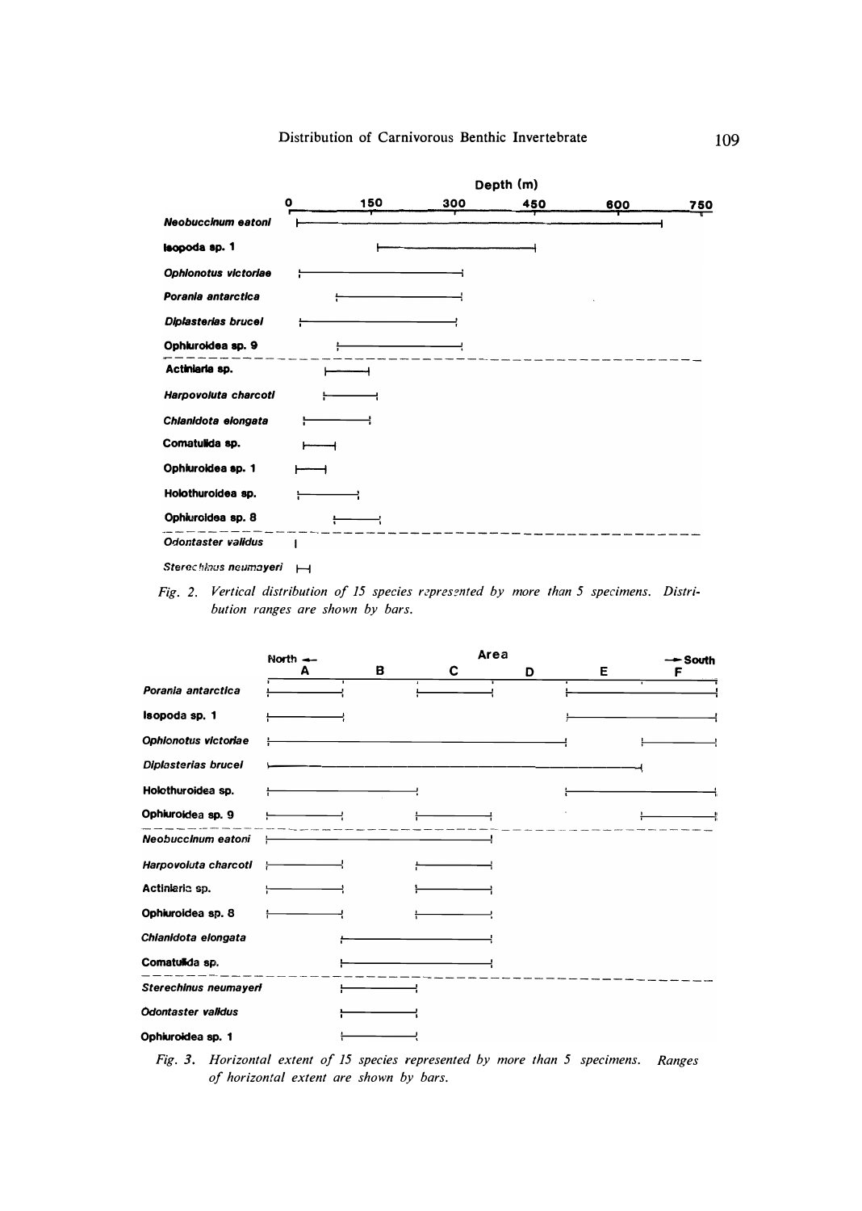| | Depth (m) | | | | | |
|---|---|---|---|---|---|---|
| | 0 | 150 | 300 | 450 | 600 | 750 |
| *Neobuccinum eatoni* | | | | | | |
| Isopoda sp. 1 | | | | | | |
| *Ophionotus victoriae* | | | | | | |
| *Porania antarctica* | | | | | | |
| *Diplasterias brucei* | | | | | | |
| Ophiuroidea sp. 9 | | | | | | |
| Actiniaria sp. | | | | | | |
| *Harpovoluta charcoti* | | | | | | |
| *Chlanidota elongata* | | | | | | |
| Comatulida sp. | | | | | | |
| Ophiuroidea sp. 1 | | | | | | |
| Holothuroidea sp. | | | | | | |
| Ophiuroidea sp. 8 | | | | | | |
| *Odontaster validus* | | | | | | |
| *Sterechinus neumayeri* | | | | | | |

*Fig. 2. Vertical distribution of 15 species represented by more than 5 specimens. Distribution ranges are shown by bars.*

| | Area (North ← → South) | | | | | |
|---|---|---|---|---|---|---|
| | A | B | C | D | E | F |
| *Porania antarctica* | | | | | | |
| Isopoda sp. 1 | | | | | | |
| *Ophionotus victoriae* | | | | | | |
| *Diplasterias brucei* | | | | | | |
| Holothuroidea sp. | | | | | | |
| Ophiuroidea sp. 9 | | | | | | |
| *Neobuccinum eatoni* | | | | | | |
| *Harpovoluta charcoti* | | | | | | |
| Actiniaria sp. | | | | | | |
| Ophiuroidea sp. 8 | | | | | | |
| *Chlanidota elongata* | | | | | | |
| Comatulida sp. | | | | | | |
| *Sterechinus neumayeri* | | | | | | |
| *Odontaster validus* | | | | | | |
| Ophiuroidea sp. 1 | | | | | | |

*Fig. 3. Horizontal extent of 15 species represented by more than 5 specimens. Ranges of horizontal extent are shown by bars.*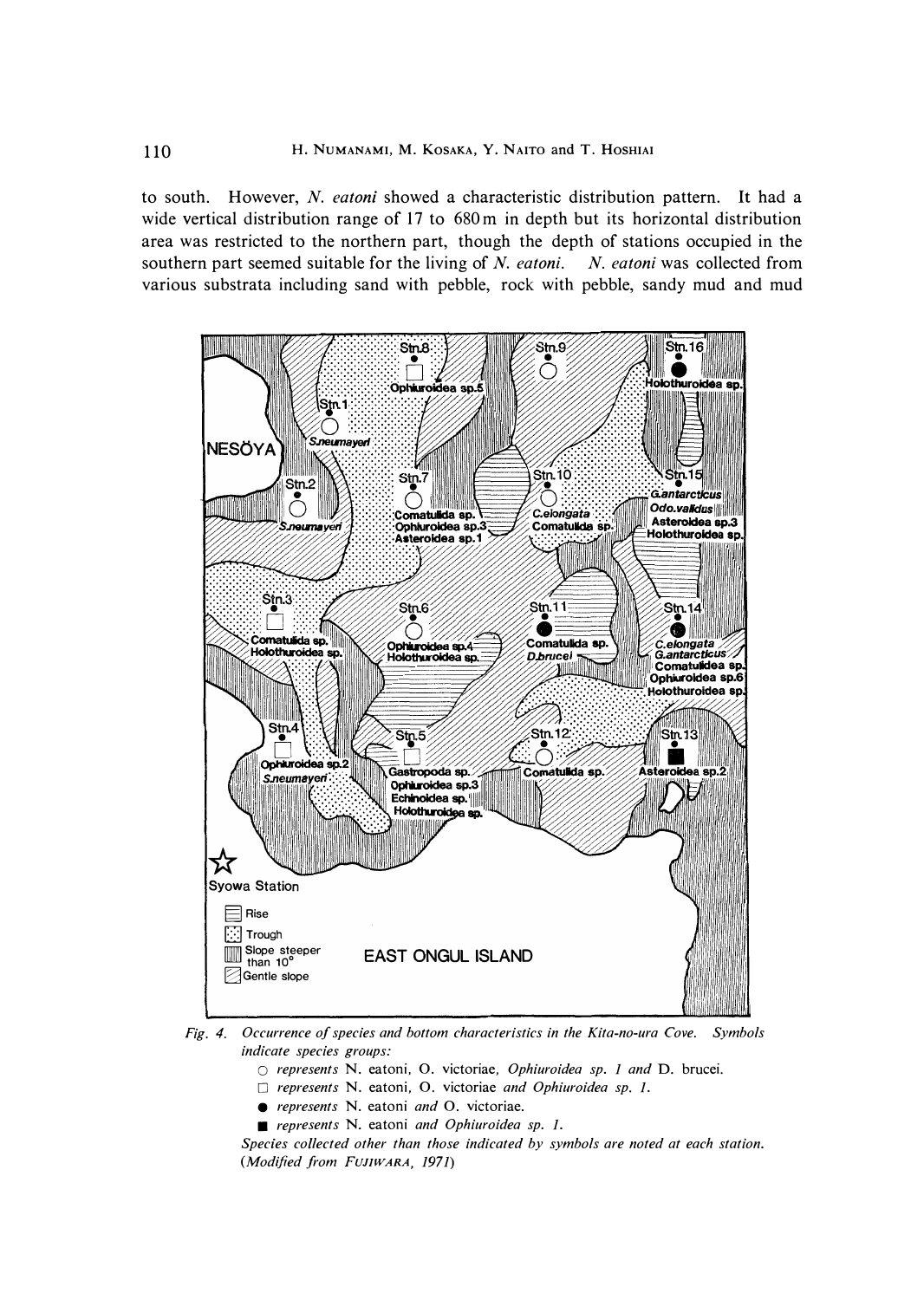to south. However, *N. eatoni* showed a characteristic distribution pattern. It had a wide vertical distribution range of 17 to 680 m in depth but its horizontal distribution area was restricted to the northern part, though the depth of stations occupied in the southern part seemed suitable for the living of *N. eatoni*. *N. eatoni* was collected from various substrata including sand with pebble, rock with pebble, sandy mud and mud

*Fig. 4. Occurrence of species and bottom characteristics in the Kita-no-ura Cove. Symbols indicate species groups:*

○ *represents* N. eatoni, O. victoriae, *Ophiuroidea sp. 1 and* D. brucei.

□ *represents* N. eatoni, O. victoriae *and Ophiuroidea sp. 1.*

● *represents* N. eatoni *and* O. victoriae.

■ *represents* N. eatoni *and Ophiuroidea sp. 1.*

*Species collected other than those indicated by symbols are noted at each station. (Modified from* FUJIWARA, *1971)*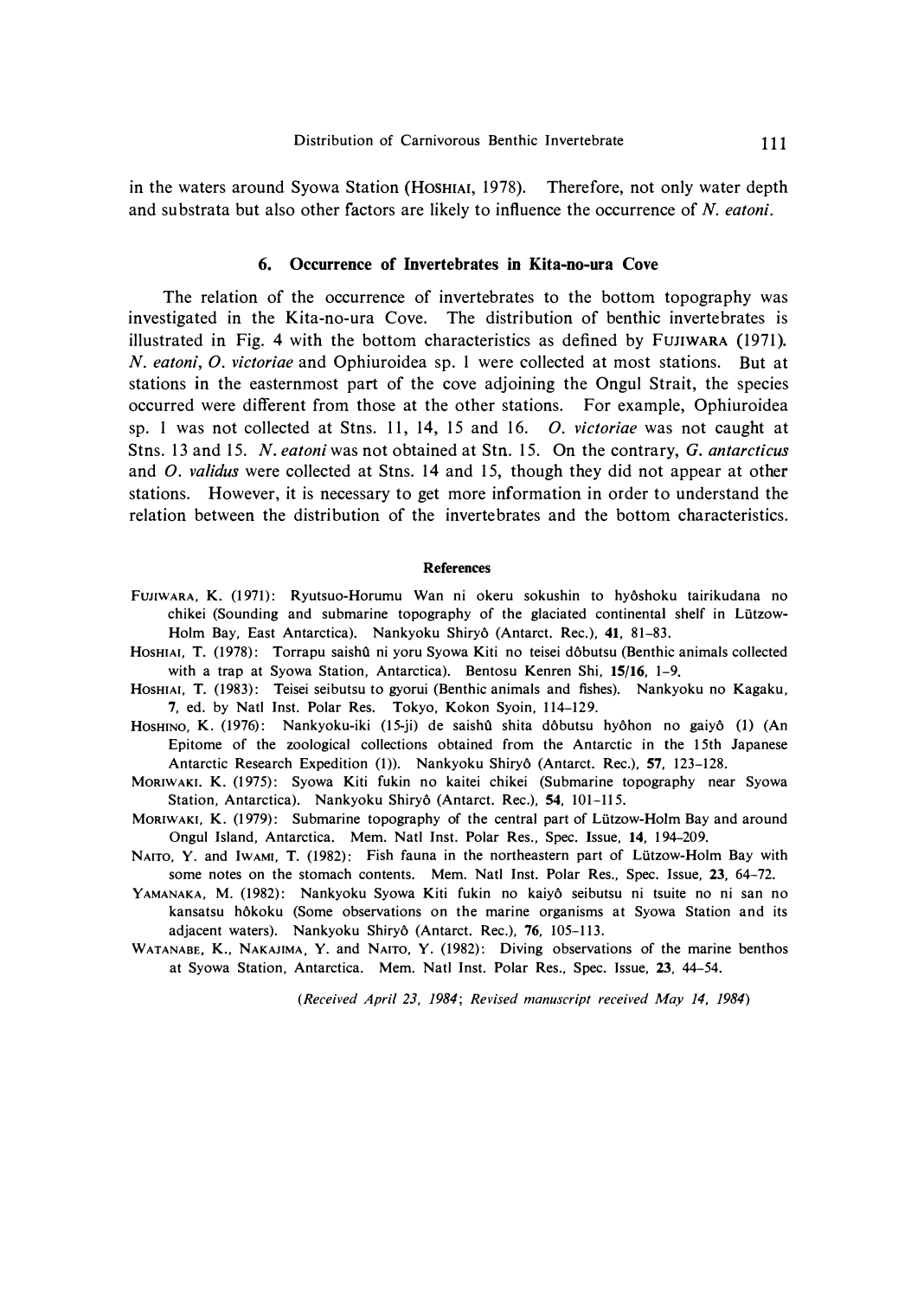in the waters around Syowa Station (HOSHIAI, 1978). Therefore, not only water depth and substrata but also other factors are likely to influence the occurrence of *N. eatoni*.

## 6. Occurrence of Invertebrates in Kita-no-ura Cove

The relation of the occurrence of invertebrates to the bottom topography was investigated in the Kita-no-ura Cove. The distribution of benthic invertebrates is illustrated in Fig. 4 with the bottom characteristics as defined by FUJIWARA (1971). *N. eatoni*, *O. victoriae* and Ophiuroidea sp. 1 were collected at most stations. But at stations in the easternmost part of the cove adjoining the Ongul Strait, the species occurred were different from those at the other stations. For example, Ophiuroidea sp. 1 was not collected at Stns. 11, 14, 15 and 16. *O. victoriae* was not caught at Stns. 13 and 15. *N. eatoni* was not obtained at Stn. 15. On the contrary, *G. antarcticus* and *O. validus* were collected at Stns. 14 and 15, though they did not appear at other stations. However, it is necessary to get more information in order to understand the relation between the distribution of the invertebrates and the bottom characteristics.

### References

FUJIWARA, K. (1971): Ryutsuo-Horumu Wan ni okeru sokushin to hyôshoku tairikudana no chikei (Sounding and submarine topography of the glaciated continental shelf in Lützow-Holm Bay, East Antarctica). Nankyoku Shiryô (Antarct. Rec.), **41**, 81–83.

HOSHIAI, T. (1978): Torrapu saishû ni yoru Syowa Kiti no teisei dôbutsu (Benthic animals collected with a trap at Syowa Station, Antarctica). Bentosu Kenren Shi, **15/16**, 1–9.

HOSHIAI, T. (1983): Teisei seibutsu to gyorui (Benthic animals and fishes). Nankyoku no Kagaku, **7**, ed. by Natl Inst. Polar Res. Tokyo, Kokon Syoin, 114–129.

HOSHINO, K. (1976): Nankyoku-iki (15-ji) de saishû shita dôbutsu hyôhon no gaiyô (1) (An Epitome of the zoological collections obtained from the Antarctic in the 15th Japanese Antarctic Research Expedition (1)). Nankyoku Shiryô (Antarct. Rec.), **57**, 123–128.

MORIWAKI. K. (1975): Syowa Kiti fukin no kaitei chikei (Submarine topography near Syowa Station, Antarctica). Nankyoku Shiryô (Antarct. Rec.), **54**, 101–115.

MORIWAKI, K. (1979): Submarine topography of the central part of Lützow-Holm Bay and around Ongul Island, Antarctica. Mem. Natl Inst. Polar Res., Spec. Issue, **14**, 194–209.

NAITO, Y. and IWAMI, T. (1982): Fish fauna in the northeastern part of Lützow-Holm Bay with some notes on the stomach contents. Mem. Natl Inst. Polar Res., Spec. Issue, **23**, 64–72.

YAMANAKA, M. (1982): Nankyoku Syowa Kiti fukin no kaiyô seibutsu ni tsuite no ni san no kansatsu hôkoku (Some observations on the marine organisms at Syowa Station and its adjacent waters). Nankyoku Shiryô (Antarct. Rec.), **76**, 105–113.

WATANABE, K., NAKAJIMA, Y. and NAITO, Y. (1982): Diving observations of the marine benthos at Syowa Station, Antarctica. Mem. Natl Inst. Polar Res., Spec. Issue, **23**, 44–54.

*(Received April 23, 1984; Revised manuscript received May 14, 1984)*